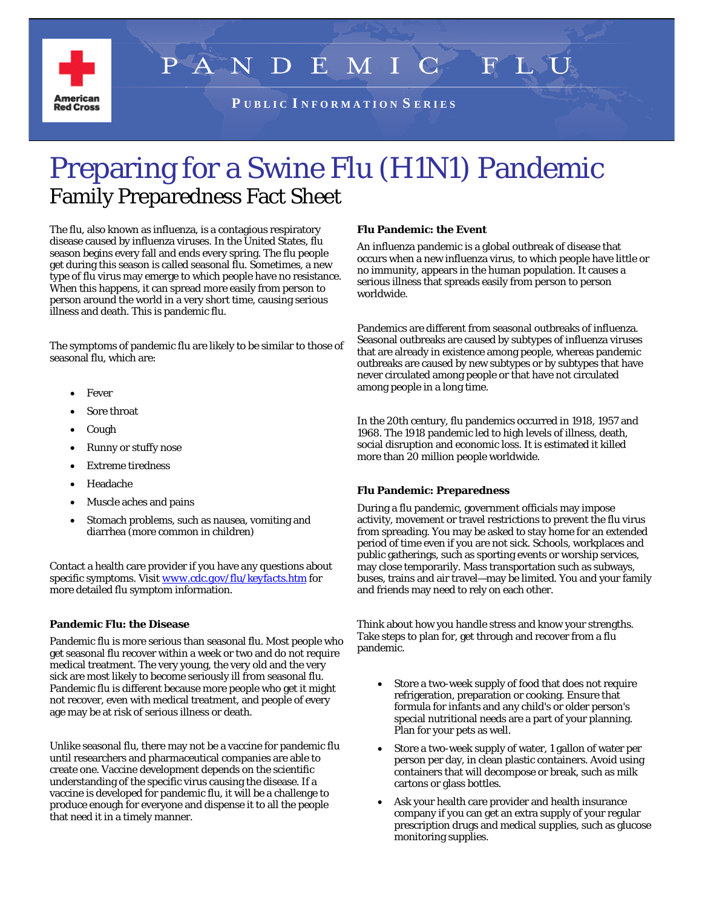PANDEMIC FLU

PUBLIC INFORMATION SERIES

# Preparing for a Swine Flu (H1N1) Pandemic

## Family Preparedness Fact Sheet

The flu, also known as influenza, is a contagious respiratory disease caused by influenza viruses. In the United States, flu season begins every fall and ends every spring. The flu people get during this season is called seasonal flu. Sometimes, a new type of flu virus may emerge to which people have no resistance. When this happens, it can spread more easily from person to person around the world in a very short time, causing serious illness and death. This is pandemic flu.

The symptoms of pandemic flu are likely to be similar to those of seasonal flu, which are:

- Fever
- Sore throat
- Cough
- Runny or stuffy nose
- Extreme tiredness
- Headache
- Muscle aches and pains
- Stomach problems, such as nausea, vomiting and diarrhea (more common in children)

Contact a health care provider if you have any questions about specific symptoms. Visit [www.cdc.gov/flu/keyfacts.htm](http://www.cdc.gov/flu/keyfacts.htm) for more detailed flu symptom information.

### Pandemic Flu: the Disease

Pandemic flu is more serious than seasonal flu. Most people who get seasonal flu recover within a week or two and do not require medical treatment. The very young, the very old and the very sick are most likely to become seriously ill from seasonal flu. Pandemic flu is different because more people who get it might not recover, even with medical treatment, and people of every age may be at risk of serious illness or death.

Unlike seasonal flu, there may not be a vaccine for pandemic flu until researchers and pharmaceutical companies are able to create one. Vaccine development depends on the scientific understanding of the specific virus causing the disease. If a vaccine is developed for pandemic flu, it will be a challenge to produce enough for everyone and dispense it to all the people that need it in a timely manner.

### Flu Pandemic: the Event

An influenza pandemic is a global outbreak of disease that occurs when a new influenza virus, to which people have little or no immunity, appears in the human population. It causes a serious illness that spreads easily from person to person worldwide.

Pandemics are different from seasonal outbreaks of influenza. Seasonal outbreaks are caused by subtypes of influenza viruses that are already in existence among people, whereas pandemic outbreaks are caused by new subtypes or by subtypes that have never circulated among people or that have not circulated among people in a long time.

In the 20th century, flu pandemics occurred in 1918, 1957 and 1968. The 1918 pandemic led to high levels of illness, death, social disruption and economic loss. It is estimated it killed more than 20 million people worldwide.

### Flu Pandemic: Preparedness

During a flu pandemic, government officials may impose activity, movement or travel restrictions to prevent the flu virus from spreading. You may be asked to stay home for an extended period of time even if you are not sick. Schools, workplaces and public gatherings, such as sporting events or worship services, may close temporarily. Mass transportation such as subways, buses, trains and air travel—may be limited. You and your family and friends may need to rely on each other.

Think about how you handle stress and know your strengths. Take steps to plan for, get through and recover from a flu pandemic.

- Store a two-week supply of food that does not require refrigeration, preparation or cooking. Ensure that formula for infants and any child's or older person's special nutritional needs are a part of your planning. Plan for your pets as well.
- Store a two-week supply of water, 1 gallon of water per person per day, in clean plastic containers. Avoid using containers that will decompose or break, such as milk cartons or glass bottles.
- Ask your health care provider and health insurance company if you can get an extra supply of your regular prescription drugs and medical supplies, such as glucose monitoring supplies.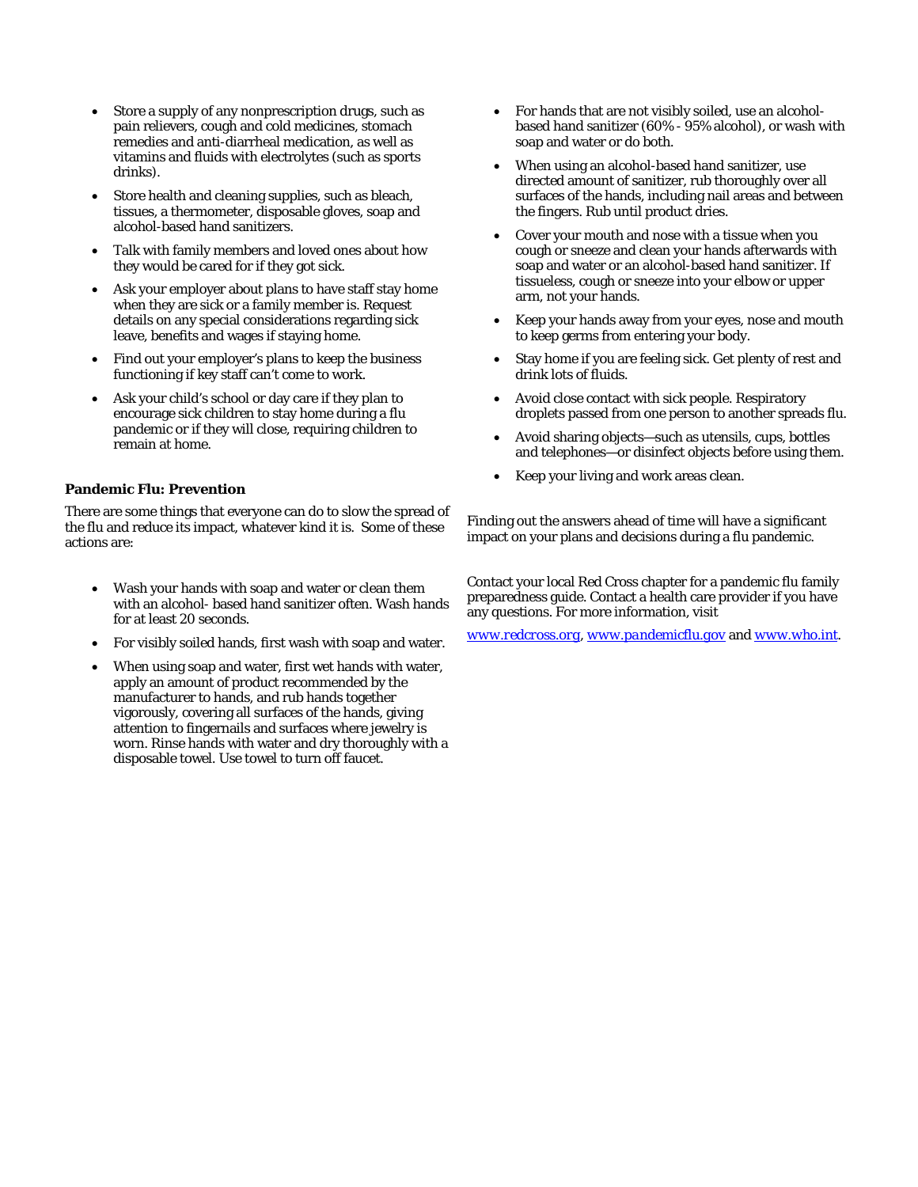- Store a supply of any nonprescription drugs, such as pain relievers, cough and cold medicines, stomach remedies and anti-diarrheal medication, as well as vitamins and fluids with electrolytes (such as sports drinks).
- Store health and cleaning supplies, such as bleach, tissues, a thermometer, disposable gloves, soap and alcohol-based hand sanitizers.
- Talk with family members and loved ones about how they would be cared for if they got sick.
- Ask your employer about plans to have staff stay home when they are sick or a family member is. Request details on any special considerations regarding sick leave, benefits and wages if staying home.
- Find out your employer's plans to keep the business functioning if key staff can't come to work.
- Ask your child's school or day care if they plan to encourage sick children to stay home during a flu pandemic or if they will close, requiring children to remain at home.

**Pandemic Flu: Prevention**

There are some things that everyone can do to slow the spread of the flu and reduce its impact, whatever kind it is. Some of these actions are:

- Wash your hands with soap and water or clean them with an alcohol- based hand sanitizer often. Wash hands for at least 20 seconds.
- For visibly soiled hands, first wash with soap and water.
- When using soap and water, first wet hands with water, apply an amount of product recommended by the manufacturer to hands, and rub hands together vigorously, covering all surfaces of the hands, giving attention to fingernails and surfaces where jewelry is worn. Rinse hands with water and dry thoroughly with a disposable towel. Use towel to turn off faucet.
- For hands that are not visibly soiled, use an alcohol-based hand sanitizer (60% - 95% alcohol), or wash with soap and water or do both.
- When using an alcohol-based hand sanitizer, use directed amount of sanitizer, rub thoroughly over all surfaces of the hands, including nail areas and between the fingers. Rub until product dries.
- Cover your mouth and nose with a tissue when you cough or sneeze and clean your hands afterwards with soap and water or an alcohol-based hand sanitizer. If tissueless, cough or sneeze into your elbow or upper arm, not your hands.
- Keep your hands away from your eyes, nose and mouth to keep germs from entering your body.
- Stay home if you are feeling sick. Get plenty of rest and drink lots of fluids.
- Avoid close contact with sick people. Respiratory droplets passed from one person to another spreads flu.
- Avoid sharing objects—such as utensils, cups, bottles and telephones—or disinfect objects before using them.
- Keep your living and work areas clean.

Finding out the answers ahead of time will have a significant impact on your plans and decisions during a flu pandemic.

Contact your local Red Cross chapter for a pandemic flu family preparedness guide. Contact a health care provider if you have any questions. For more information, visit

www.redcross.org, www.pandemicflu.gov and www.who.int.